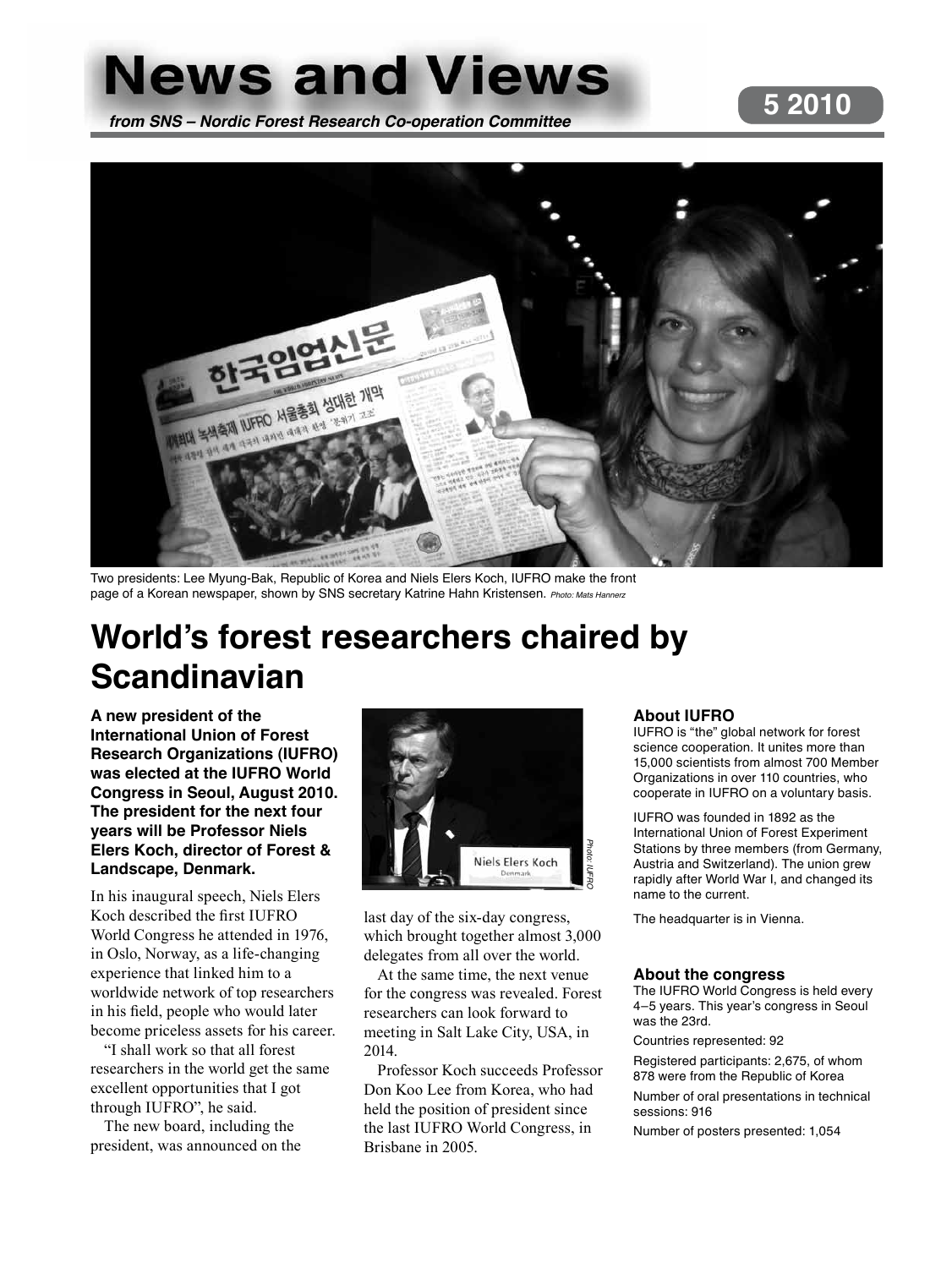# News and Views

*from SNS – Nordic Forest Research Co-operation Committee*

**5 2010**

Two presidents: Lee Myung-Bak, Republic of Korea and Niels Elers Koch, IUFRO make the front page of a Korean newspaper, shown by SNS secretary Katrine Hahn Kristensen. *Photo: Mats Hannerz*

# World's forest researchers chaired by Scandinavian

**A new president of the International Union of Forest Research Organizations (IUFRO) was elected at the IUFRO World Congress in Seoul, August 2010. The president for the next four years will be Professor Niels Elers Koch, director of Forest & Landscape, Denmark.**

In his inaugural speech, Niels Elers Koch described the first IUFRO World Congress he attended in 1976, in Oslo, Norway, as a life-changing experience that linked him to a worldwide network of top researchers in his field, people who would later become priceless assets for his career.

"I shall work so that all forest researchers in the world get the same excellent opportunities that I got through IUFRO", he said.

The new board, including the president, was announced on the last day of the six-day congress, which brought together almost 3,000 delegates from all over the world.

*Photo: IUFRO*

At the same time, the next venue for the congress was revealed. Forest researchers can look forward to meeting in Salt Lake City, USA, in 2014.

Professor Koch succeeds Professor Don Koo Lee from Korea, who had held the position of president since the last IUFRO World Congress, in Brisbane in 2005.

### About IUFRO

IUFRO is "the" global network for forest science cooperation. It unites more than 15,000 scientists from almost 700 Member Organizations in over 110 countries, who cooperate in IUFRO on a voluntary basis.

IUFRO was founded in 1892 as the International Union of Forest Experiment Stations by three members (from Germany, Austria and Switzerland). The union grew rapidly after World War I, and changed its name to the current.

The headquarter is in Vienna.

### About the congress

The IUFRO World Congress is held every 4–5 years. This year's congress in Seoul was the 23rd.

Countries represented: 92

Registered participants: 2,675, of whom 878 were from the Republic of Korea

Number of oral presentations in technical sessions: 916

Number of posters presented: 1,054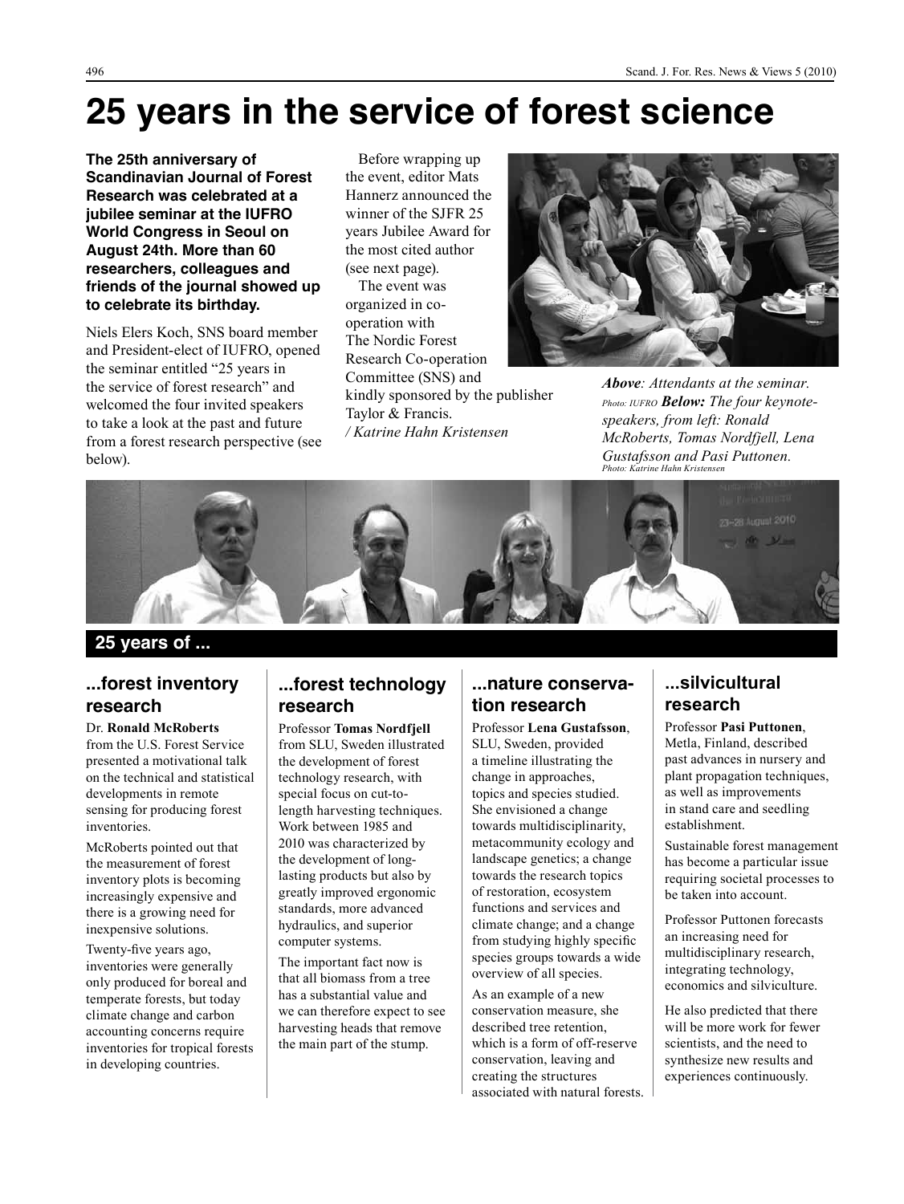# 25 years in the service of forest science

**The 25th anniversary of Scandinavian Journal of Forest Research was celebrated at a jubilee seminar at the IUFRO World Congress in Seoul on August 24th. More than 60 researchers, colleagues and friends of the journal showed up to celebrate its birthday.**

Niels Elers Koch, SNS board member and President-elect of IUFRO, opened the seminar entitled "25 years in the service of forest research" and welcomed the four invited speakers to take a look at the past and future from a forest research perspective (see below).

Before wrapping up the event, editor Mats Hannerz announced the winner of the SJFR 25 years Jubilee Award for the most cited author (see next page).

The event was organized in co-operation with The Nordic Forest Research Co-operation Committee (SNS) and kindly sponsored by the publisher Taylor & Francis.
*/ Katrine Hahn Kristensen*

***Above**: Attendants at the seminar.* *Photo: IUFRO* ***Below:** The four keynote-speakers, from left: Ronald McRoberts, Tomas Nordfjell, Lena Gustafsson and Pasi Puttonen.* *Photo: Katrine Hahn Kristensen*

## 25 years of ...

### ...forest inventory research

Dr. **Ronald McRoberts** from the U.S. Forest Service presented a motivational talk on the technical and statistical developments in remote sensing for producing forest inventories.

McRoberts pointed out that the measurement of forest inventory plots is becoming increasingly expensive and there is a growing need for inexpensive solutions.

Twenty-five years ago, inventories were generally only produced for boreal and temperate forests, but today climate change and carbon accounting concerns require inventories for tropical forests in developing countries.

### ...forest technology research

Professor **Tomas Nordfjell** from SLU, Sweden illustrated the development of forest technology research, with special focus on cut-to-length harvesting techniques. Work between 1985 and 2010 was characterized by the development of long-lasting products but also by greatly improved ergonomic standards, more advanced hydraulics, and superior computer systems.

The important fact now is that all biomass from a tree has a substantial value and we can therefore expect to see harvesting heads that remove the main part of the stump.

### ...nature conservation research

Professor **Lena Gustafsson**, SLU, Sweden, provided a timeline illustrating the change in approaches, topics and species studied. She envisioned a change towards multidisciplinarity, metacommunity ecology and landscape genetics; a change towards the research topics of restoration, ecosystem functions and services and climate change; and a change from studying highly specific species groups towards a wide overview of all species.

As an example of a new conservation measure, she described tree retention, which is a form of off-reserve conservation, leaving and creating the structures associated with natural forests.

### ...silvicultural research

Professor **Pasi Puttonen**, Metla, Finland, described past advances in nursery and plant propagation techniques, as well as improvements in stand care and seedling establishment.

Sustainable forest management has become a particular issue requiring societal processes to be taken into account.

Professor Puttonen forecasts an increasing need for multidisciplinary research, integrating technology, economics and silviculture.

He also predicted that there will be more work for fewer scientists, and the need to synthesize new results and experiences continuously.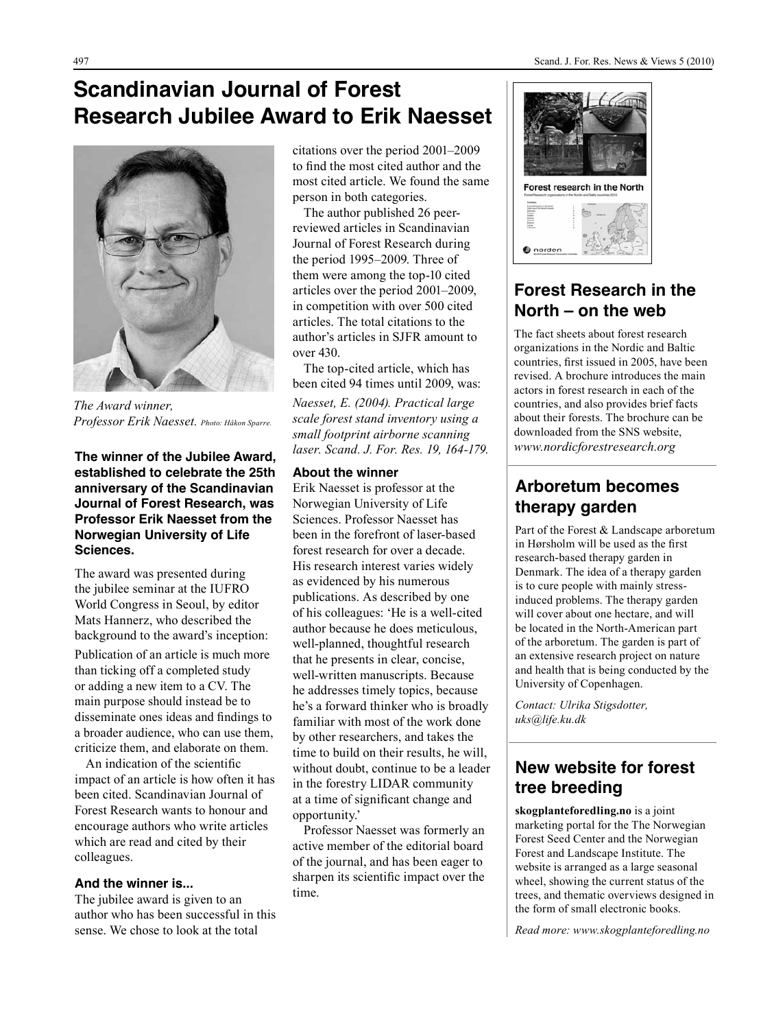# Scandinavian Journal of Forest Research Jubilee Award to Erik Naesset

*The Award winner, Professor Erik Naesset. Photo: Håkon Sparre.*

**The winner of the Jubilee Award, established to celebrate the 25th anniversary of the Scandinavian Journal of Forest Research, was Professor Erik Naesset from the Norwegian University of Life Sciences.**

The award was presented during the jubilee seminar at the IUFRO World Congress in Seoul, by editor Mats Hannerz, who described the background to the award's inception:

Publication of an article is much more than ticking off a completed study or adding a new item to a CV. The main purpose should instead be to disseminate ones ideas and findings to a broader audience, who can use them, criticize them, and elaborate on them.

An indication of the scientific impact of an article is how often it has been cited. Scandinavian Journal of Forest Research wants to honour and encourage authors who write articles which are read and cited by their colleagues.

### And the winner is...

The jubilee award is given to an author who has been successful in this sense. We chose to look at the total citations over the period 2001–2009 to find the most cited author and the most cited article. We found the same person in both categories.

The author published 26 peer-reviewed articles in Scandinavian Journal of Forest Research during the period 1995–2009. Three of them were among the top-10 cited articles over the period 2001–2009, in competition with over 500 cited articles. The total citations to the author's articles in SJFR amount to over 430.

The top-cited article, which has been cited 94 times until 2009, was:

*Naesset, E. (2004). Practical large scale forest stand inventory using a small footprint airborne scanning laser. Scand. J. For. Res. 19, 164-179.*

### About the winner

Erik Naesset is professor at the Norwegian University of Life Sciences. Professor Naesset has been in the forefront of laser-based forest research for over a decade. His research interest varies widely as evidenced by his numerous publications. As described by one of his colleagues: 'He is a well-cited author because he does meticulous, well-planned, thoughtful research that he presents in clear, concise, well-written manuscripts. Because he addresses timely topics, because he's a forward thinker who is broadly familiar with most of the work done by other researchers, and takes the time to build on their results, he will, without doubt, continue to be a leader in the forestry LIDAR community at a time of significant change and opportunity.'

Professor Naesset was formerly an active member of the editorial board of the journal, and has been eager to sharpen its scientific impact over the time.

## Forest Research in the North – on the web

The fact sheets about forest research organizations in the Nordic and Baltic countries, first issued in 2005, have been revised. A brochure introduces the main actors in forest research in each of the countries, and also provides brief facts about their forests. The brochure can be downloaded from the SNS website, *www.nordicforestresearch.org*

## Arboretum becomes therapy garden

Part of the Forest & Landscape arboretum in Hørsholm will be used as the first research-based therapy garden in Denmark. The idea of a therapy garden is to cure people with mainly stress-induced problems. The therapy garden will cover about one hectare, and will be located in the North-American part of the arboretum. The garden is part of an extensive research project on nature and health that is being conducted by the University of Copenhagen.

*Contact: Ulrika Stigsdotter, uks@life.ku.dk*

## New website for forest tree breeding

**skogplanteforedling.no** is a joint marketing portal for the The Norwegian Forest Seed Center and the Norwegian Forest and Landscape Institute. The website is arranged as a large seasonal wheel, showing the current status of the trees, and thematic overviews designed in the form of small electronic books.

*Read more: www.skogplanteforedling.no*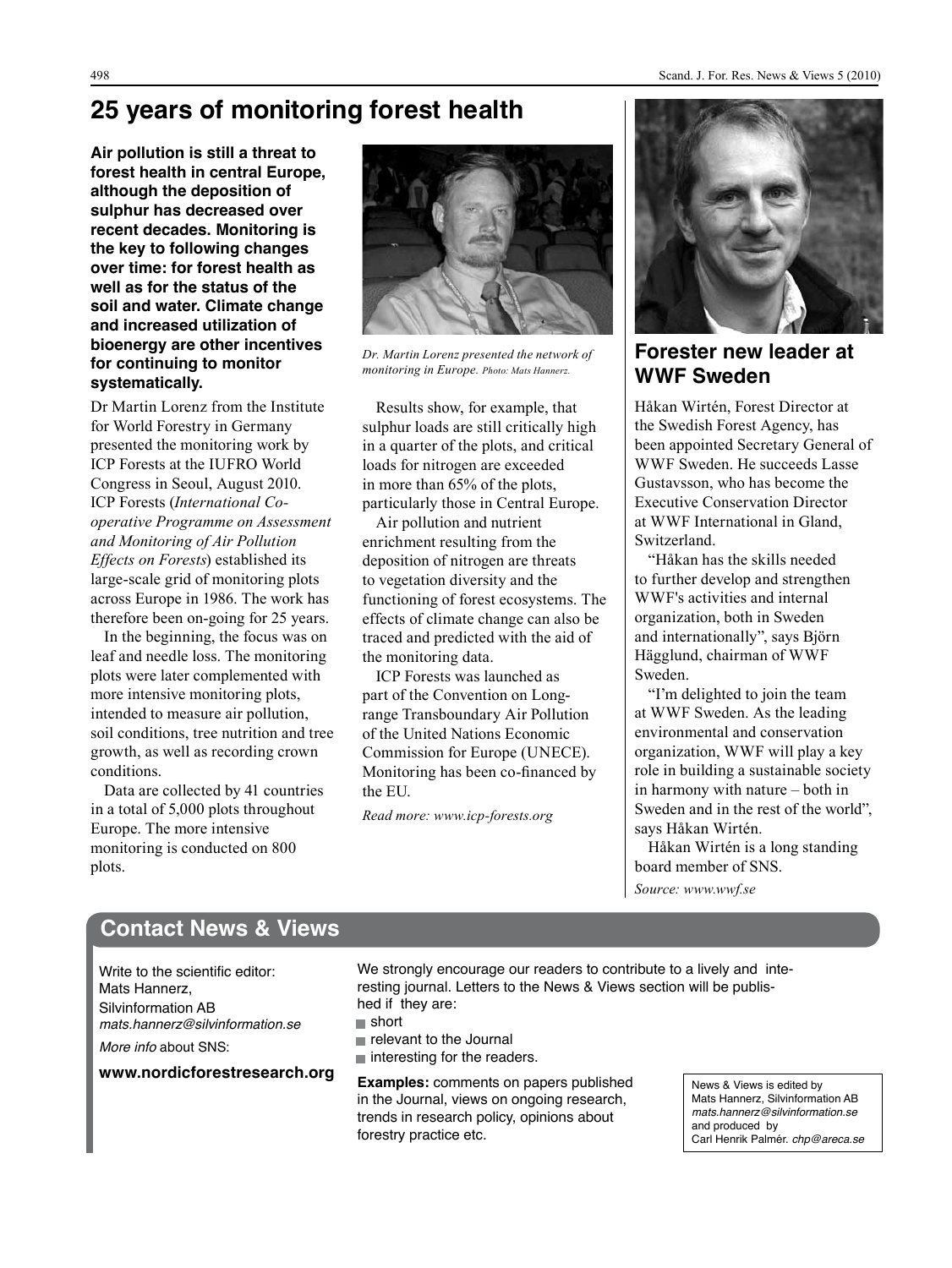# 25 years of monitoring forest health

**Air pollution is still a threat to forest health in central Europe, although the deposition of sulphur has decreased over recent decades. Monitoring is the key to following changes over time: for forest health as well as for the status of the soil and water. Climate change and increased utilization of bioenergy are other incentives for continuing to monitor systematically.**

Dr Martin Lorenz from the Institute for World Forestry in Germany presented the monitoring work by ICP Forests at the IUFRO World Congress in Seoul, August 2010. ICP Forests (*International Co-operative Programme on Assessment and Monitoring of Air Pollution Effects on Forests*) established its large-scale grid of monitoring plots across Europe in 1986. The work has therefore been on-going for 25 years.

In the beginning, the focus was on leaf and needle loss. The monitoring plots were later complemented with more intensive monitoring plots, intended to measure air pollution, soil conditions, tree nutrition and tree growth, as well as recording crown conditions.

Data are collected by 41 countries in a total of 5,000 plots throughout Europe. The more intensive monitoring is conducted on 800 plots.

*Dr. Martin Lorenz presented the network of monitoring in Europe. Photo: Mats Hannerz.*

Results show, for example, that sulphur loads are still critically high in a quarter of the plots, and critical loads for nitrogen are exceeded in more than 65% of the plots, particularly those in Central Europe.

Air pollution and nutrient enrichment resulting from the deposition of nitrogen are threats to vegetation diversity and the functioning of forest ecosystems. The effects of climate change can also be traced and predicted with the aid of the monitoring data.

ICP Forests was launched as part of the Convention on Long-range Transboundary Air Pollution of the United Nations Economic Commission for Europe (UNECE). Monitoring has been co-financed by the EU.

*Read more: www.icp-forests.org*

## Forester new leader at WWF Sweden

Håkan Wirtén, Forest Director at the Swedish Forest Agency, has been appointed Secretary General of WWF Sweden. He succeeds Lasse Gustavsson, who has become the Executive Conservation Director at WWF International in Gland, Switzerland.

"Håkan has the skills needed to further develop and strengthen WWF's activities and internal organization, both in Sweden and internationally", says Björn Hägglund, chairman of WWF Sweden.

"I'm delighted to join the team at WWF Sweden. As the leading environmental and conservation organization, WWF will play a key role in building a sustainable society in harmony with nature – both in Sweden and in the rest of the world", says Håkan Wirtén.

Håkan Wirtén is a long standing board member of SNS.

*Source: www.wwf.se*

## Contact News & Views

Write to the scientific editor:
Mats Hannerz,
Silvinformation AB
*mats.hannerz@silvinformation.se*

*More info* about SNS:

**www.nordicforestresearch.org**

We strongly encourage our readers to contribute to a lively and interesting journal. Letters to the News & Views section will be published if they are:

- short
- relevant to the Journal
- interesting for the readers.

**Examples:** comments on papers published in the Journal, views on ongoing research, trends in research policy, opinions about forestry practice etc.

News & Views is edited by Mats Hannerz, Silvinformation AB *mats.hannerz@silvinformation.se* and produced by Carl Henrik Palmér. *chp@areca.se*